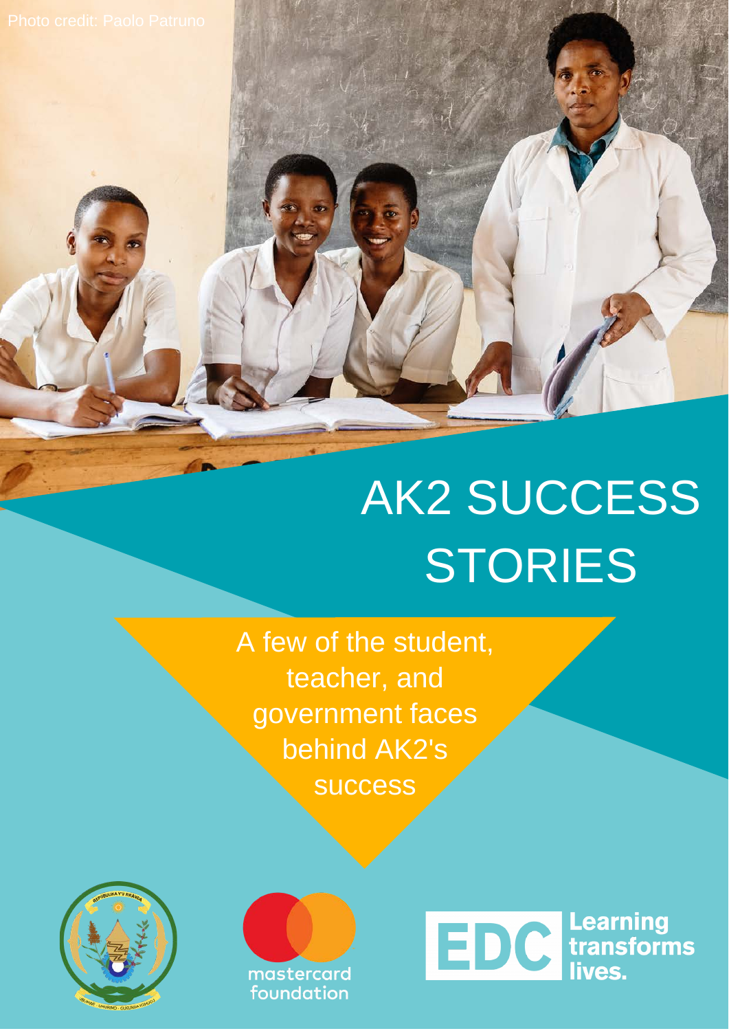Photo credit: Paolo Patruno

# AK2 SUCCESS STORIES

A few of the student, teacher, and government faces behind AK2's success

mastercard foundation

EDC Learning transforms lives.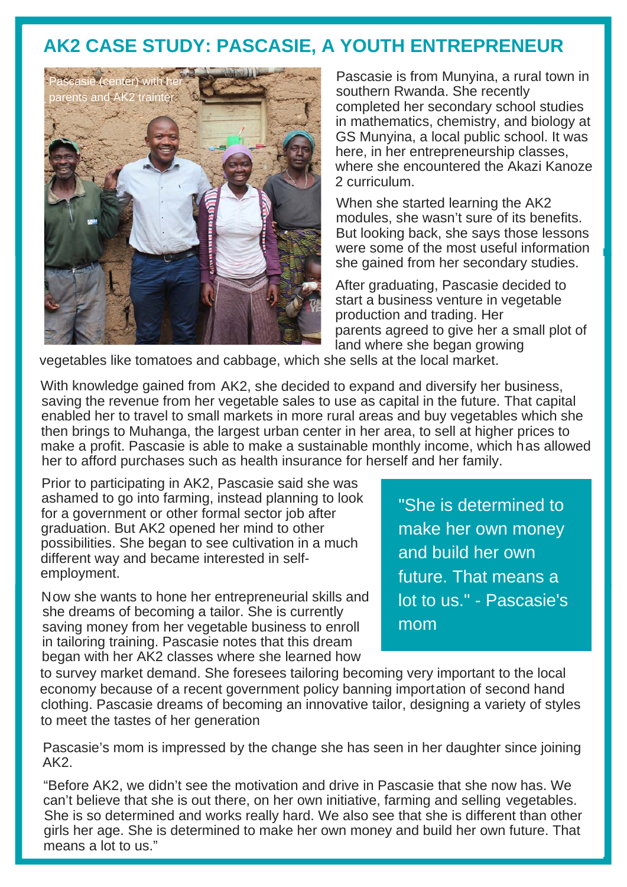# AK2 CASE STUDY: PASCASIE, A YOUTH ENTREPRENEUR

Pascasie (center) with her parents and AK2 trainter

Pascasie is from Munyina, a rural town in southern Rwanda. She recently completed her secondary school studies in mathematics, chemistry, and biology at GS Munyina, a local public school. It was here, in her entrepreneurship classes, where she encountered the Akazi Kanoze 2 curriculum.

When she started learning the AK2 modules, she wasn't sure of its benefits. But looking back, she says those lessons were some of the most useful information she gained from her secondary studies.

After graduating, Pascasie decided to start a business venture in vegetable production and trading. Her parents agreed to give her a small plot of land where she began growing vegetables like tomatoes and cabbage, which she sells at the local market.

With knowledge gained from AK2, she decided to expand and diversify her business, saving the revenue from her vegetable sales to use as capital in the future. That capital enabled her to travel to small markets in more rural areas and buy vegetables which she then brings to Muhanga, the largest urban center in her area, to sell at higher prices to make a profit. Pascasie is able to make a sustainable monthly income, which has allowed her to afford purchases such as health insurance for herself and her family.

Prior to participating in AK2, Pascasie said she was ashamed to go into farming, instead planning to look for a government or other formal sector job after graduation. But AK2 opened her mind to other possibilities. She began to see cultivation in a much different way and became interested in self-employment.

> "She is determined to make her own money and build her own future. That means a lot to us." - Pascasie's mom

Now she wants to hone her entrepreneurial skills and she dreams of becoming a tailor. She is currently saving money from her vegetable business to enroll in tailoring training. Pascasie notes that this dream began with her AK2 classes where she learned how to survey market demand. She foresees tailoring becoming very important to the local economy because of a recent government policy banning importation of second hand clothing. Pascasie dreams of becoming an innovative tailor, designing a variety of styles to meet the tastes of her generation

Pascasie's mom is impressed by the change she has seen in her daughter since joining AK2.

"Before AK2, we didn't see the motivation and drive in Pascasie that she now has. We can't believe that she is out there, on her own initiative, farming and selling vegetables. She is so determined and works really hard. We also see that she is different than other girls her age. She is determined to make her own money and build her own future. That means a lot to us."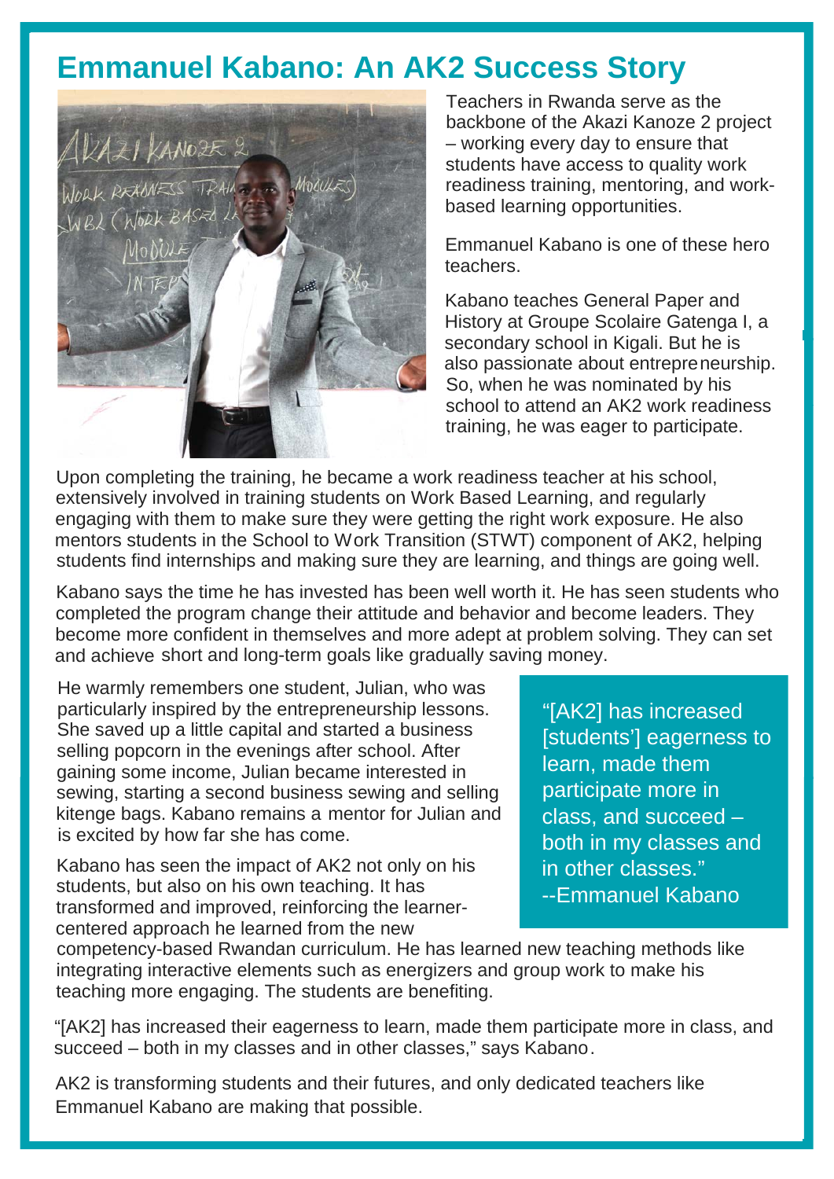# Emmanuel Kabano: An AK2 Success Story

Teachers in Rwanda serve as the backbone of the Akazi Kanoze 2 project – working every day to ensure that students have access to quality work readiness training, mentoring, and work-based learning opportunities.

Emmanuel Kabano is one of these hero teachers.

Kabano teaches General Paper and History at Groupe Scolaire Gatenga I, a secondary school in Kigali. But he is also passionate about entrepreneurship. So, when he was nominated by his school to attend an AK2 work readiness training, he was eager to participate.

Upon completing the training, he became a work readiness teacher at his school, extensively involved in training students on Work Based Learning, and regularly engaging with them to make sure they were getting the right work exposure. He also mentors students in the School to Work Transition (STWT) component of AK2, helping students find internships and making sure they are learning, and things are going well.

Kabano says the time he has invested has been well worth it. He has seen students who completed the program change their attitude and behavior and become leaders. They become more confident in themselves and more adept at problem solving. They can set and achieve short and long-term goals like gradually saving money.

He warmly remembers one student, Julian, who was particularly inspired by the entrepreneurship lessons. She saved up a little capital and started a business selling popcorn in the evenings after school. After gaining some income, Julian became interested in sewing, starting a second business sewing and selling kitenge bags. Kabano remains a mentor for Julian and is excited by how far she has come.

> "[AK2] has increased [students'] eagerness to learn, made them participate more in class, and succeed – both in my classes and in other classes."
> --Emmanuel Kabano

Kabano has seen the impact of AK2 not only on his students, but also on his own teaching. It has transformed and improved, reinforcing the learner-centered approach he learned from the new competency-based Rwandan curriculum. He has learned new teaching methods like integrating interactive elements such as energizers and group work to make his teaching more engaging. The students are benefiting.

"[AK2] has increased their eagerness to learn, made them participate more in class, and succeed – both in my classes and in other classes," says Kabano.

AK2 is transforming students and their futures, and only dedicated teachers like Emmanuel Kabano are making that possible.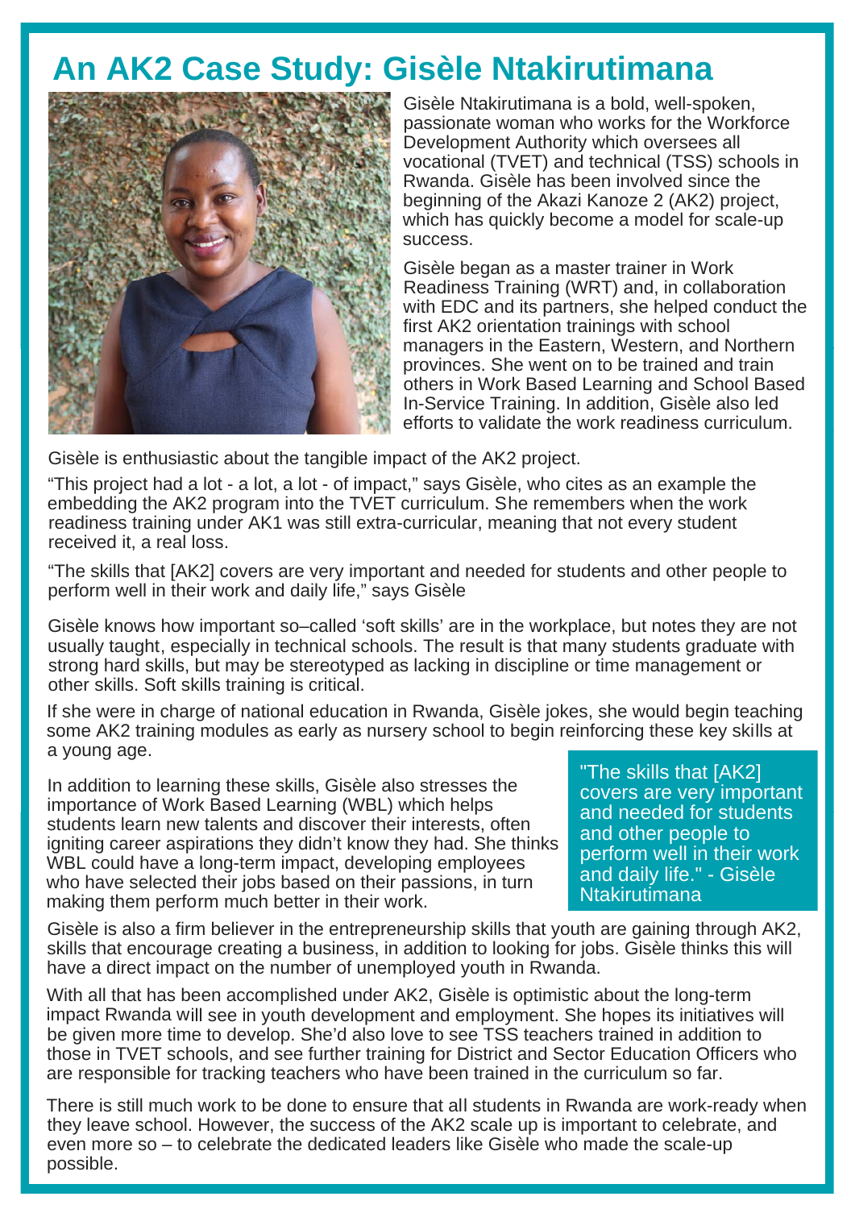# An AK2 Case Study: Gisèle Ntakirutimana

Gisèle Ntakirutimana is a bold, well-spoken, passionate woman who works for the Workforce Development Authority which oversees all vocational (TVET) and technical (TSS) schools in Rwanda. Gisèle has been involved since the beginning of the Akazi Kanoze 2 (AK2) project, which has quickly become a model for scale-up success.

Gisèle began as a master trainer in Work Readiness Training (WRT) and, in collaboration with EDC and its partners, she helped conduct the first AK2 orientation trainings with school managers in the Eastern, Western, and Northern provinces. She went on to be trained and train others in Work Based Learning and School Based In-Service Training. In addition, Gisèle also led efforts to validate the work readiness curriculum.

Gisèle is enthusiastic about the tangible impact of the AK2 project.

"This project had a lot - a lot, a lot - of impact," says Gisèle, who cites as an example the embedding the AK2 program into the TVET curriculum. She remembers when the work readiness training under AK1 was still extra-curricular, meaning that not every student received it, a real loss.

"The skills that [AK2] covers are very important and needed for students and other people to perform well in their work and daily life," says Gisèle

Gisèle knows how important so–called 'soft skills' are in the workplace, but notes they are not usually taught, especially in technical schools. The result is that many students graduate with strong hard skills, but may be stereotyped as lacking in discipline or time management or other skills. Soft skills training is critical.

If she were in charge of national education in Rwanda, Gisèle jokes, she would begin teaching some AK2 training modules as early as nursery school to begin reinforcing these key skills at a young age.

In addition to learning these skills, Gisèle also stresses the importance of Work Based Learning (WBL) which helps students learn new talents and discover their interests, often igniting career aspirations they didn't know they had. She thinks WBL could have a long-term impact, developing employees who have selected their jobs based on their passions, in turn making them perform much better in their work.

> "The skills that [AK2] covers are very important and needed for students and other people to perform well in their work and daily life." - Gisèle Ntakirutimana

Gisèle is also a firm believer in the entrepreneurship skills that youth are gaining through AK2, skills that encourage creating a business, in addition to looking for jobs. Gisèle thinks this will have a direct impact on the number of unemployed youth in Rwanda.

With all that has been accomplished under AK2, Gisèle is optimistic about the long-term impact Rwanda will see in youth development and employment. She hopes its initiatives will be given more time to develop. She'd also love to see TSS teachers trained in addition to those in TVET schools, and see further training for District and Sector Education Officers who are responsible for tracking teachers who have been trained in the curriculum so far.

There is still much work to be done to ensure that all students in Rwanda are work-ready when they leave school. However, the success of the AK2 scale up is important to celebrate, and even more so – to celebrate the dedicated leaders like Gisèle who made the scale-up possible.